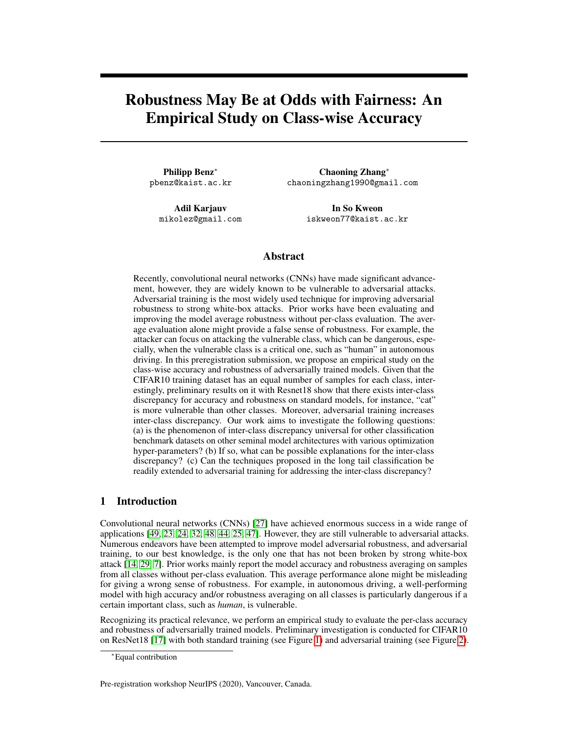# Robustness May Be at Odds with Fairness: An Empirical Study on Class-wise Accuracy

**Philipp Benz**[*]
pbenz@kaist.ac.kr

**Chaoning Zhang**[*]
chaoningzhang1990@gmail.com

**Adil Karjauv**
mikolez@gmail.com

**In So Kweon**
iskweon77@kaist.ac.kr

## Abstract

Recently, convolutional neural networks (CNNs) have made significant advancement, however, they are widely known to be vulnerable to adversarial attacks. Adversarial training is the most widely used technique for improving adversarial robustness to strong white-box attacks. Prior works have been evaluating and improving the model average robustness without per-class evaluation. The average evaluation alone might provide a false sense of robustness. For example, the attacker can focus on attacking the vulnerable class, which can be dangerous, especially, when the vulnerable class is a critical one, such as "human" in autonomous driving. In this preregistration submission, we propose an empirical study on the class-wise accuracy and robustness of adversarially trained models. Given that the CIFAR10 training dataset has an equal number of samples for each class, interestingly, preliminary results on it with Resnet18 show that there exists inter-class discrepancy for accuracy and robustness on standard models, for instance, "cat" is more vulnerable than other classes. Moreover, adversarial training increases inter-class discrepancy. Our work aims to investigate the following questions: (a) is the phenomenon of inter-class discrepancy universal for other classification benchmark datasets on other seminal model architectures with various optimization hyper-parameters? (b) If so, what can be possible explanations for the inter-class discrepancy? (c) Can the techniques proposed in the long tail classification be readily extended to adversarial training for addressing the inter-class discrepancy?

## 1 Introduction

Convolutional neural networks (CNNs) [27] have achieved enormous success in a wide range of applications [49, 23, 24, 32, 48, 44, 25, 47]. However, they are still vulnerable to adversarial attacks. Numerous endeavors have been attempted to improve model adversarial robustness, and adversarial training, to our best knowledge, is the only one that has not been broken by strong white-box attack [14, 29, 7]. Prior works mainly report the model accuracy and robustness averaging on samples from all classes without per-class evaluation. This average performance alone might be misleading for giving a wrong sense of robustness. For example, in autonomous driving, a well-performing model with high accuracy and/or robustness averaging on all classes is particularly dangerous if a certain important class, such as *human*, is vulnerable.

Recognizing its practical relevance, we perform an empirical study to evaluate the per-class accuracy and robustness of adversarially trained models. Preliminary investigation is conducted for CIFAR10 on ResNet18 [17] with both standard training (see Figure 1) and adversarial training (see Figure 2).

[*]Equal contribution

Pre-registration workshop NeurIPS (2020), Vancouver, Canada.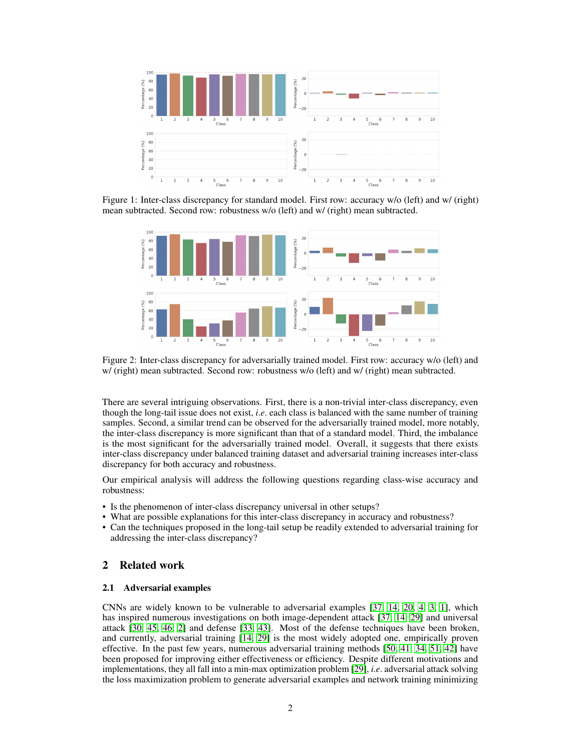Figure 1: Inter-class discrepancy for standard model. First row: accuracy w/o (left) and w/ (right) mean subtracted. Second row: robustness w/o (left) and w/ (right) mean subtracted.

Figure 2: Inter-class discrepancy for adversarially trained model. First row: accuracy w/o (left) and w/ (right) mean subtracted. Second row: robustness w/o (left) and w/ (right) mean subtracted.

There are several intriguing observations. First, there is a non-trivial inter-class discrepancy, even though the long-tail issue does not exist, *i.e*. each class is balanced with the same number of training samples. Second, a similar trend can be observed for the adversarially trained model, more notably, the inter-class discrepancy is more significant than that of a standard model. Third, the imbalance is the most significant for the adversarially trained model. Overall, it suggests that there exists inter-class discrepancy under balanced training dataset and adversarial training increases inter-class discrepancy for both accuracy and robustness.

Our empirical analysis will address the following questions regarding class-wise accuracy and robustness:

- Is the phenomenon of inter-class discrepancy universal in other setups?
- What are possible explanations for this inter-class discrepancy in accuracy and robustness?
- Can the techniques proposed in the long-tail setup be readily extended to adversarial training for addressing the inter-class discrepancy?

## 2 Related work

### 2.1 Adversarial examples

CNNs are widely known to be vulnerable to adversarial examples [37, 14, 20, 4, 3, 1], which has inspired numerous investigations on both image-dependent attack [37, 14, 29] and universal attack [30, 45, 46, 2] and defense [33, 43]. Most of the defense techniques have been broken, and currently, adversarial training [14, 29] is the most widely adopted one, empirically proven effective. In the past few years, numerous adversarial training methods [50, 41, 34, 51, 42] have been proposed for improving either effectiveness or efficiency. Despite different motivations and implementations, they all fall into a min-max optimization problem [29], *i.e*. adversarial attack solving the loss maximization problem to generate adversarial examples and network training minimizing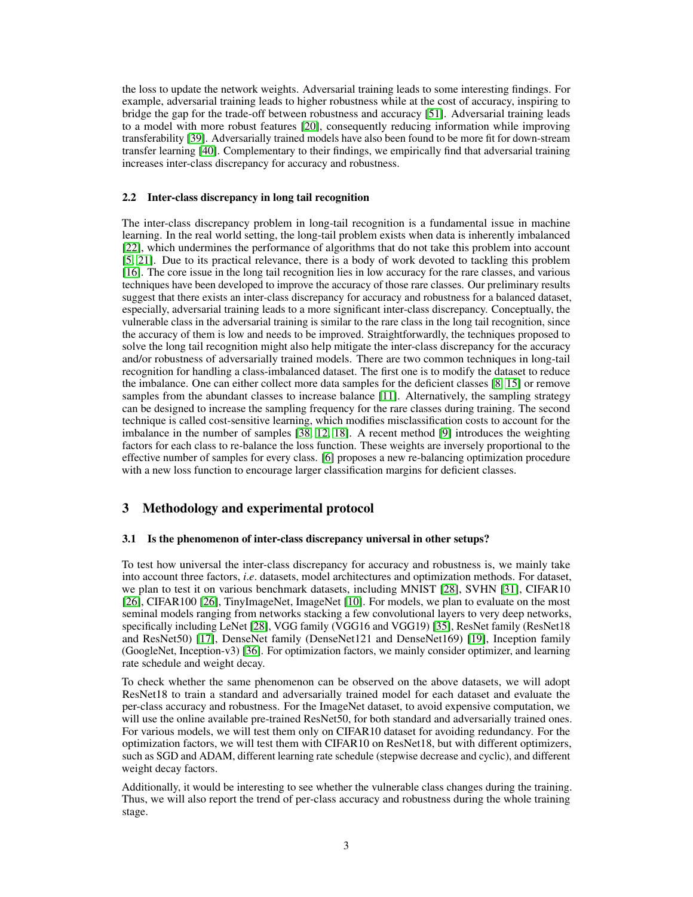the loss to update the network weights. Adversarial training leads to some interesting findings. For example, adversarial training leads to higher robustness while at the cost of accuracy, inspiring to bridge the gap for the trade-off between robustness and accuracy [51]. Adversarial training leads to a model with more robust features [20], consequently reducing information while improving transferability [39]. Adversarially trained models have also been found to be more fit for down-stream transfer learning [40]. Complementary to their findings, we empirically find that adversarial training increases inter-class discrepancy for accuracy and robustness.

### 2.2 Inter-class discrepancy in long tail recognition

The inter-class discrepancy problem in long-tail recognition is a fundamental issue in machine learning. In the real world setting, the long-tail problem exists when data is inherently imbalanced [22], which undermines the performance of algorithms that do not take this problem into account [5, 21]. Due to its practical relevance, there is a body of work devoted to tackling this problem [16]. The core issue in the long tail recognition lies in low accuracy for the rare classes, and various techniques have been developed to improve the accuracy of those rare classes. Our preliminary results suggest that there exists an inter-class discrepancy for accuracy and robustness for a balanced dataset, especially, adversarial training leads to a more significant inter-class discrepancy. Conceptually, the vulnerable class in the adversarial training is similar to the rare class in the long tail recognition, since the accuracy of them is low and needs to be improved. Straightforwardly, the techniques proposed to solve the long tail recognition might also help mitigate the inter-class discrepancy for the accuracy and/or robustness of adversarially trained models. There are two common techniques in long-tail recognition for handling a class-imbalanced dataset. The first one is to modify the dataset to reduce the imbalance. One can either collect more data samples for the deficient classes [8, 15] or remove samples from the abundant classes to increase balance [11]. Alternatively, the sampling strategy can be designed to increase the sampling frequency for the rare classes during training. The second technique is called cost-sensitive learning, which modifies misclassification costs to account for the imbalance in the number of samples [38, 12, 18]. A recent method [9] introduces the weighting factors for each class to re-balance the loss function. These weights are inversely proportional to the effective number of samples for every class. [6] proposes a new re-balancing optimization procedure with a new loss function to encourage larger classification margins for deficient classes.

## 3 Methodology and experimental protocol

### 3.1 Is the phenomenon of inter-class discrepancy universal in other setups?

To test how universal the inter-class discrepancy for accuracy and robustness is, we mainly take into account three factors, *i.e*. datasets, model architectures and optimization methods. For dataset, we plan to test it on various benchmark datasets, including MNIST [28], SVHN [31], CIFAR10 [26], CIFAR100 [26], TinyImageNet, ImageNet [10]. For models, we plan to evaluate on the most seminal models ranging from networks stacking a few convolutional layers to very deep networks, specifically including LeNet [28], VGG family (VGG16 and VGG19) [35], ResNet family (ResNet18 and ResNet50) [17], DenseNet family (DenseNet121 and DenseNet169) [19], Inception family (GoogleNet, Inception-v3) [36]. For optimization factors, we mainly consider optimizer, and learning rate schedule and weight decay.

To check whether the same phenomenon can be observed on the above datasets, we will adopt ResNet18 to train a standard and adversarially trained model for each dataset and evaluate the per-class accuracy and robustness. For the ImageNet dataset, to avoid expensive computation, we will use the online available pre-trained ResNet50, for both standard and adversarially trained ones. For various models, we will test them only on CIFAR10 dataset for avoiding redundancy. For the optimization factors, we will test them with CIFAR10 on ResNet18, but with different optimizers, such as SGD and ADAM, different learning rate schedule (stepwise decrease and cyclic), and different weight decay factors.

Additionally, it would be interesting to see whether the vulnerable class changes during the training. Thus, we will also report the trend of per-class accuracy and robustness during the whole training stage.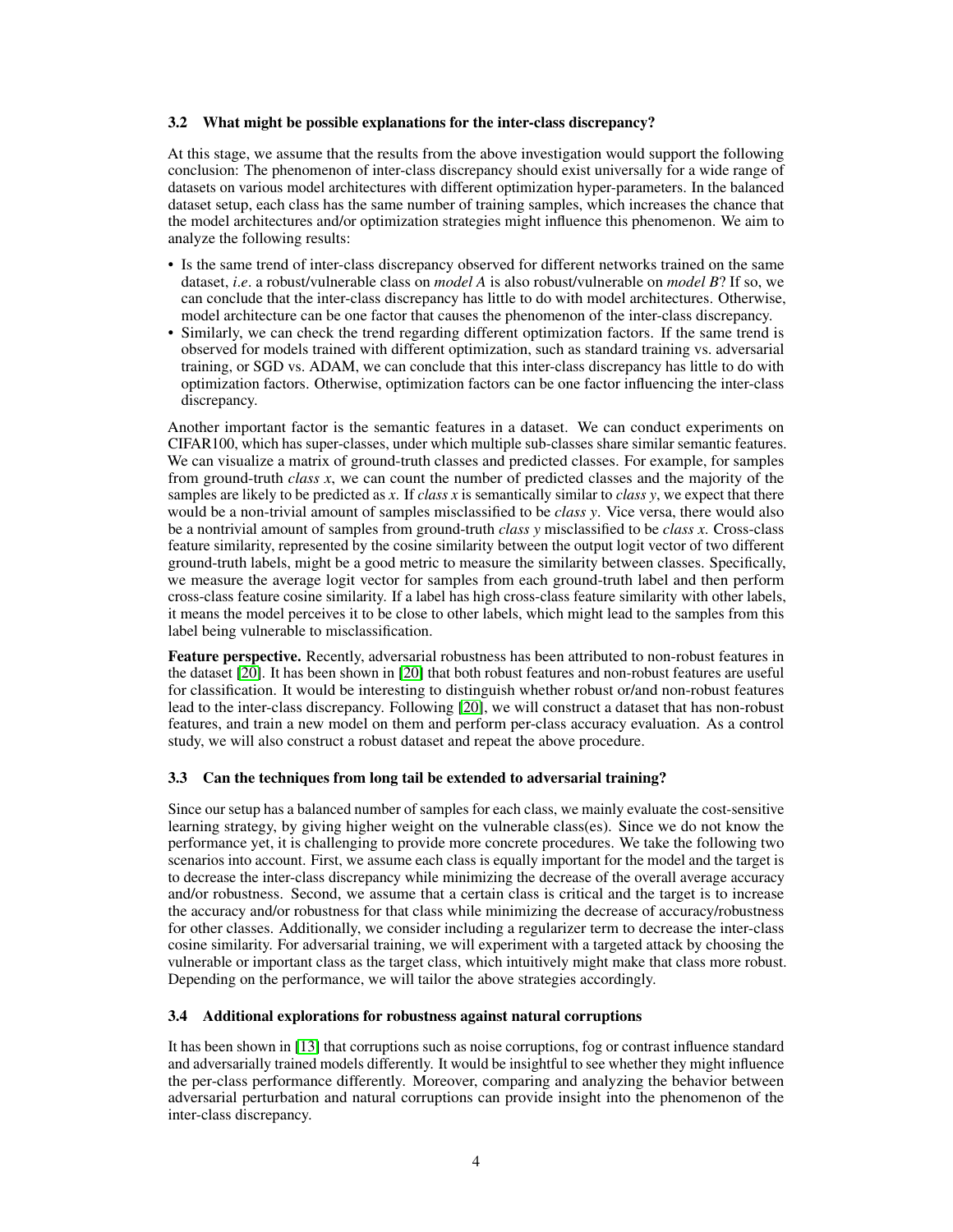### 3.2 What might be possible explanations for the inter-class discrepancy?

At this stage, we assume that the results from the above investigation would support the following conclusion: The phenomenon of inter-class discrepancy should exist universally for a wide range of datasets on various model architectures with different optimization hyper-parameters. In the balanced dataset setup, each class has the same number of training samples, which increases the chance that the model architectures and/or optimization strategies might influence this phenomenon. We aim to analyze the following results:

- Is the same trend of inter-class discrepancy observed for different networks trained on the same dataset, *i.e*. a robust/vulnerable class on *model A* is also robust/vulnerable on *model B*? If so, we can conclude that the inter-class discrepancy has little to do with model architectures. Otherwise, model architecture can be one factor that causes the phenomenon of the inter-class discrepancy.
- Similarly, we can check the trend regarding different optimization factors. If the same trend is observed for models trained with different optimization, such as standard training vs. adversarial training, or SGD vs. ADAM, we can conclude that this inter-class discrepancy has little to do with optimization factors. Otherwise, optimization factors can be one factor influencing the inter-class discrepancy.

Another important factor is the semantic features in a dataset. We can conduct experiments on CIFAR100, which has super-classes, under which multiple sub-classes share similar semantic features. We can visualize a matrix of ground-truth classes and predicted classes. For example, for samples from ground-truth *class x*, we can count the number of predicted classes and the majority of the samples are likely to be predicted as *x*. If *class x* is semantically similar to *class y*, we expect that there would be a non-trivial amount of samples misclassified to be *class y*. Vice versa, there would also be a nontrivial amount of samples from ground-truth *class y* misclassified to be *class x*. Cross-class feature similarity, represented by the cosine similarity between the output logit vector of two different ground-truth labels, might be a good metric to measure the similarity between classes. Specifically, we measure the average logit vector for samples from each ground-truth label and then perform cross-class feature cosine similarity. If a label has high cross-class feature similarity with other labels, it means the model perceives it to be close to other labels, which might lead to the samples from this label being vulnerable to misclassification.

**Feature perspective.** Recently, adversarial robustness has been attributed to non-robust features in the dataset [20]. It has been shown in [20] that both robust features and non-robust features are useful for classification. It would be interesting to distinguish whether robust or/and non-robust features lead to the inter-class discrepancy. Following [20], we will construct a dataset that has non-robust features, and train a new model on them and perform per-class accuracy evaluation. As a control study, we will also construct a robust dataset and repeat the above procedure.

### 3.3 Can the techniques from long tail be extended to adversarial training?

Since our setup has a balanced number of samples for each class, we mainly evaluate the cost-sensitive learning strategy, by giving higher weight on the vulnerable class(es). Since we do not know the performance yet, it is challenging to provide more concrete procedures. We take the following two scenarios into account. First, we assume each class is equally important for the model and the target is to decrease the inter-class discrepancy while minimizing the decrease of the overall average accuracy and/or robustness. Second, we assume that a certain class is critical and the target is to increase the accuracy and/or robustness for that class while minimizing the decrease of accuracy/robustness for other classes. Additionally, we consider including a regularizer term to decrease the inter-class cosine similarity. For adversarial training, we will experiment with a targeted attack by choosing the vulnerable or important class as the target class, which intuitively might make that class more robust. Depending on the performance, we will tailor the above strategies accordingly.

### 3.4 Additional explorations for robustness against natural corruptions

It has been shown in [13] that corruptions such as noise corruptions, fog or contrast influence standard and adversarially trained models differently. It would be insightful to see whether they might influence the per-class performance differently. Moreover, comparing and analyzing the behavior between adversarial perturbation and natural corruptions can provide insight into the phenomenon of the inter-class discrepancy.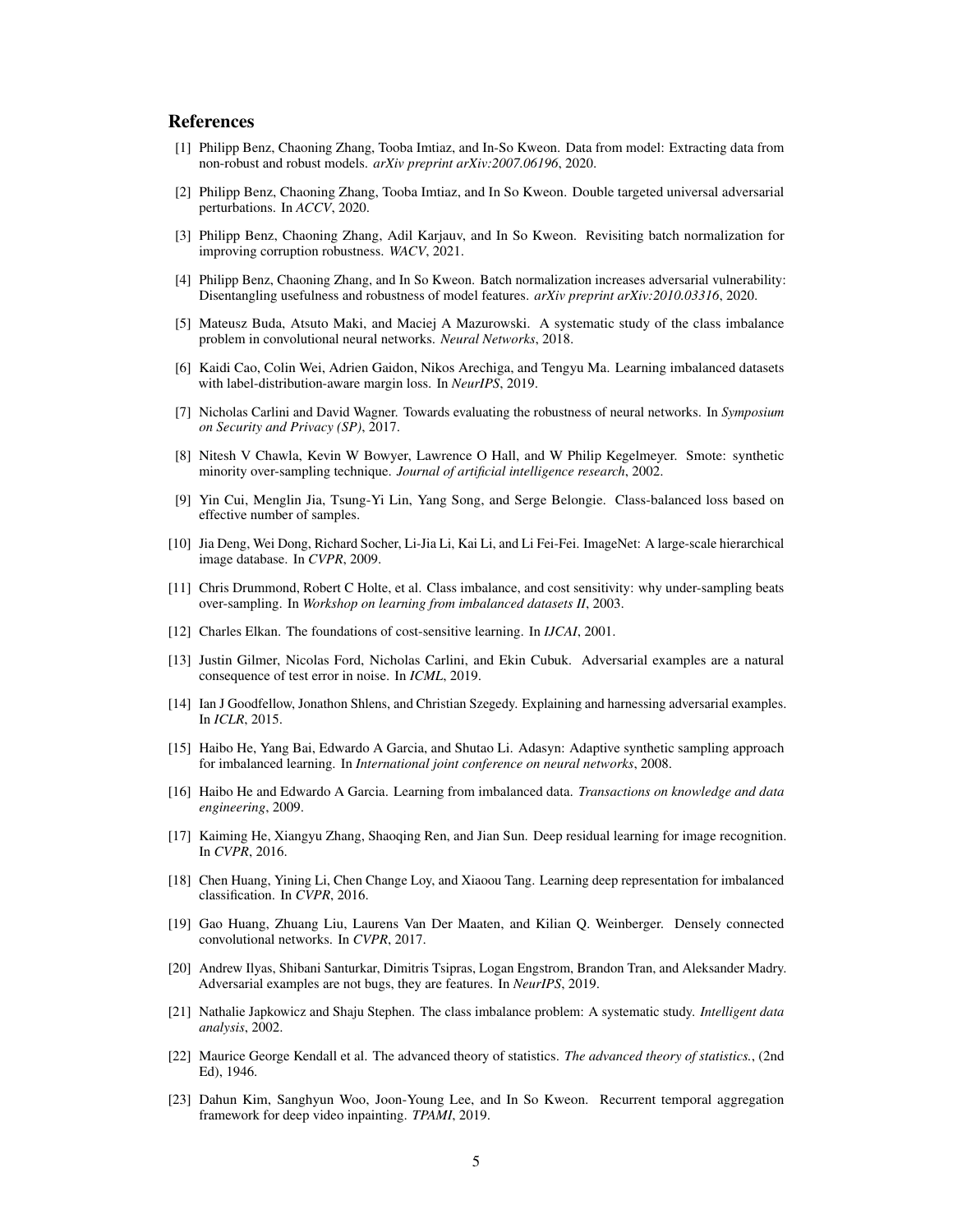## References

[1] Philipp Benz, Chaoning Zhang, Tooba Imtiaz, and In-So Kweon. Data from model: Extracting data from non-robust and robust models. *arXiv preprint arXiv:2007.06196*, 2020.

[2] Philipp Benz, Chaoning Zhang, Tooba Imtiaz, and In So Kweon. Double targeted universal adversarial perturbations. In *ACCV*, 2020.

[3] Philipp Benz, Chaoning Zhang, Adil Karjauv, and In So Kweon. Revisiting batch normalization for improving corruption robustness. *WACV*, 2021.

[4] Philipp Benz, Chaoning Zhang, and In So Kweon. Batch normalization increases adversarial vulnerability: Disentangling usefulness and robustness of model features. *arXiv preprint arXiv:2010.03316*, 2020.

[5] Mateusz Buda, Atsuto Maki, and Maciej A Mazurowski. A systematic study of the class imbalance problem in convolutional neural networks. *Neural Networks*, 2018.

[6] Kaidi Cao, Colin Wei, Adrien Gaidon, Nikos Arechiga, and Tengyu Ma. Learning imbalanced datasets with label-distribution-aware margin loss. In *NeurIPS*, 2019.

[7] Nicholas Carlini and David Wagner. Towards evaluating the robustness of neural networks. In *Symposium on Security and Privacy (SP)*, 2017.

[8] Nitesh V Chawla, Kevin W Bowyer, Lawrence O Hall, and W Philip Kegelmeyer. Smote: synthetic minority over-sampling technique. *Journal of artificial intelligence research*, 2002.

[9] Yin Cui, Menglin Jia, Tsung-Yi Lin, Yang Song, and Serge Belongie. Class-balanced loss based on effective number of samples.

[10] Jia Deng, Wei Dong, Richard Socher, Li-Jia Li, Kai Li, and Li Fei-Fei. ImageNet: A large-scale hierarchical image database. In *CVPR*, 2009.

[11] Chris Drummond, Robert C Holte, et al. Class imbalance, and cost sensitivity: why under-sampling beats over-sampling. In *Workshop on learning from imbalanced datasets II*, 2003.

[12] Charles Elkan. The foundations of cost-sensitive learning. In *IJCAI*, 2001.

[13] Justin Gilmer, Nicolas Ford, Nicholas Carlini, and Ekin Cubuk. Adversarial examples are a natural consequence of test error in noise. In *ICML*, 2019.

[14] Ian J Goodfellow, Jonathon Shlens, and Christian Szegedy. Explaining and harnessing adversarial examples. In *ICLR*, 2015.

[15] Haibo He, Yang Bai, Edwardo A Garcia, and Shutao Li. Adasyn: Adaptive synthetic sampling approach for imbalanced learning. In *International joint conference on neural networks*, 2008.

[16] Haibo He and Edwardo A Garcia. Learning from imbalanced data. *Transactions on knowledge and data engineering*, 2009.

[17] Kaiming He, Xiangyu Zhang, Shaoqing Ren, and Jian Sun. Deep residual learning for image recognition. In *CVPR*, 2016.

[18] Chen Huang, Yining Li, Chen Change Loy, and Xiaoou Tang. Learning deep representation for imbalanced classification. In *CVPR*, 2016.

[19] Gao Huang, Zhuang Liu, Laurens Van Der Maaten, and Kilian Q. Weinberger. Densely connected convolutional networks. In *CVPR*, 2017.

[20] Andrew Ilyas, Shibani Santurkar, Dimitris Tsipras, Logan Engstrom, Brandon Tran, and Aleksander Madry. Adversarial examples are not bugs, they are features. In *NeurIPS*, 2019.

[21] Nathalie Japkowicz and Shaju Stephen. The class imbalance problem: A systematic study. *Intelligent data analysis*, 2002.

[22] Maurice George Kendall et al. The advanced theory of statistics. *The advanced theory of statistics.*, (2nd Ed), 1946.

[23] Dahun Kim, Sanghyun Woo, Joon-Young Lee, and In So Kweon. Recurrent temporal aggregation framework for deep video inpainting. *TPAMI*, 2019.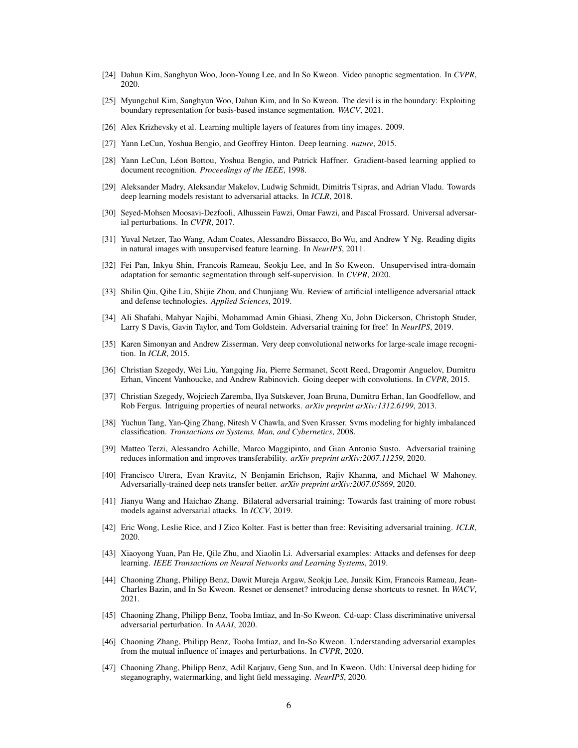[24] Dahun Kim, Sanghyun Woo, Joon-Young Lee, and In So Kweon. Video panoptic segmentation. In *CVPR*, 2020.

[25] Myungchul Kim, Sanghyun Woo, Dahun Kim, and In So Kweon. The devil is in the boundary: Exploiting boundary representation for basis-based instance segmentation. *WACV*, 2021.

[26] Alex Krizhevsky et al. Learning multiple layers of features from tiny images. 2009.

[27] Yann LeCun, Yoshua Bengio, and Geoffrey Hinton. Deep learning. *nature*, 2015.

[28] Yann LeCun, Léon Bottou, Yoshua Bengio, and Patrick Haffner. Gradient-based learning applied to document recognition. *Proceedings of the IEEE*, 1998.

[29] Aleksander Madry, Aleksandar Makelov, Ludwig Schmidt, Dimitris Tsipras, and Adrian Vladu. Towards deep learning models resistant to adversarial attacks. In *ICLR*, 2018.

[30] Seyed-Mohsen Moosavi-Dezfooli, Alhussein Fawzi, Omar Fawzi, and Pascal Frossard. Universal adversarial perturbations. In *CVPR*, 2017.

[31] Yuval Netzer, Tao Wang, Adam Coates, Alessandro Bissacco, Bo Wu, and Andrew Y Ng. Reading digits in natural images with unsupervised feature learning. In *NeurIPS*, 2011.

[32] Fei Pan, Inkyu Shin, Francois Rameau, Seokju Lee, and In So Kweon. Unsupervised intra-domain adaptation for semantic segmentation through self-supervision. In *CVPR*, 2020.

[33] Shilin Qiu, Qihe Liu, Shijie Zhou, and Chunjiang Wu. Review of artificial intelligence adversarial attack and defense technologies. *Applied Sciences*, 2019.

[34] Ali Shafahi, Mahyar Najibi, Mohammad Amin Ghiasi, Zheng Xu, John Dickerson, Christoph Studer, Larry S Davis, Gavin Taylor, and Tom Goldstein. Adversarial training for free! In *NeurIPS*, 2019.

[35] Karen Simonyan and Andrew Zisserman. Very deep convolutional networks for large-scale image recognition. In *ICLR*, 2015.

[36] Christian Szegedy, Wei Liu, Yangqing Jia, Pierre Sermanet, Scott Reed, Dragomir Anguelov, Dumitru Erhan, Vincent Vanhoucke, and Andrew Rabinovich. Going deeper with convolutions. In *CVPR*, 2015.

[37] Christian Szegedy, Wojciech Zaremba, Ilya Sutskever, Joan Bruna, Dumitru Erhan, Ian Goodfellow, and Rob Fergus. Intriguing properties of neural networks. *arXiv preprint arXiv:1312.6199*, 2013.

[38] Yuchun Tang, Yan-Qing Zhang, Nitesh V Chawla, and Sven Krasser. Svms modeling for highly imbalanced classification. *Transactions on Systems, Man, and Cybernetics*, 2008.

[39] Matteo Terzi, Alessandro Achille, Marco Maggipinto, and Gian Antonio Susto. Adversarial training reduces information and improves transferability. *arXiv preprint arXiv:2007.11259*, 2020.

[40] Francisco Utrera, Evan Kravitz, N Benjamin Erichson, Rajiv Khanna, and Michael W Mahoney. Adversarially-trained deep nets transfer better. *arXiv preprint arXiv:2007.05869*, 2020.

[41] Jianyu Wang and Haichao Zhang. Bilateral adversarial training: Towards fast training of more robust models against adversarial attacks. In *ICCV*, 2019.

[42] Eric Wong, Leslie Rice, and J Zico Kolter. Fast is better than free: Revisiting adversarial training. *ICLR*, 2020.

[43] Xiaoyong Yuan, Pan He, Qile Zhu, and Xiaolin Li. Adversarial examples: Attacks and defenses for deep learning. *IEEE Transactions on Neural Networks and Learning Systems*, 2019.

[44] Chaoning Zhang, Philipp Benz, Dawit Mureja Argaw, Seokju Lee, Junsik Kim, Francois Rameau, Jean-Charles Bazin, and In So Kweon. Resnet or densenet? introducing dense shortcuts to resnet. In *WACV*, 2021.

[45] Chaoning Zhang, Philipp Benz, Tooba Imtiaz, and In-So Kweon. Cd-uap: Class discriminative universal adversarial perturbation. In *AAAI*, 2020.

[46] Chaoning Zhang, Philipp Benz, Tooba Imtiaz, and In-So Kweon. Understanding adversarial examples from the mutual influence of images and perturbations. In *CVPR*, 2020.

[47] Chaoning Zhang, Philipp Benz, Adil Karjauv, Geng Sun, and In Kweon. Udh: Universal deep hiding for steganography, watermarking, and light field messaging. *NeurIPS*, 2020.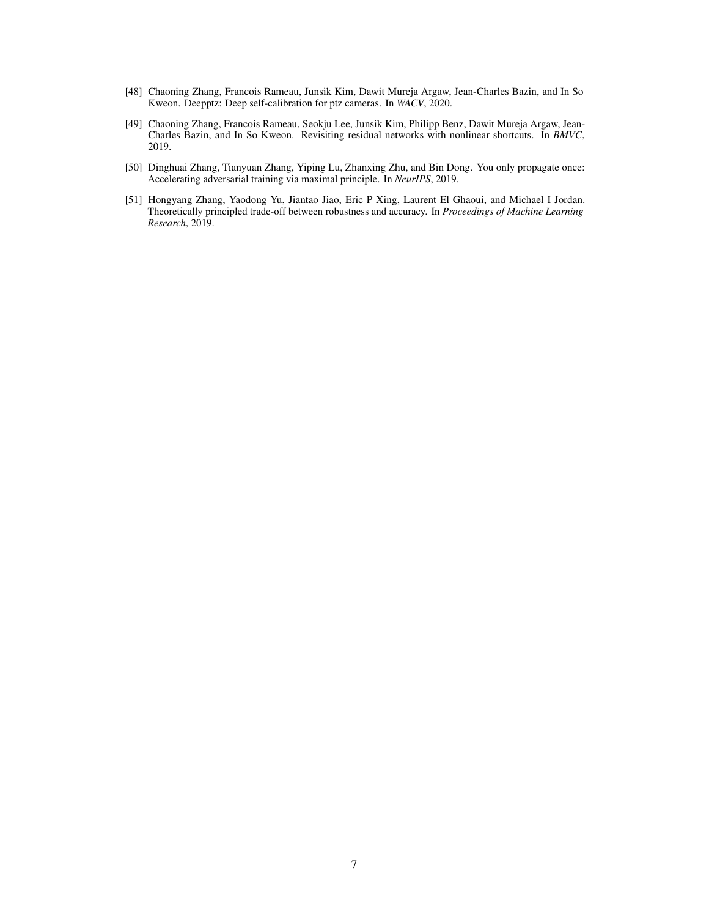[48] Chaoning Zhang, Francois Rameau, Junsik Kim, Dawit Mureja Argaw, Jean-Charles Bazin, and In So Kweon. Deepptz: Deep self-calibration for ptz cameras. In *WACV*, 2020.

[49] Chaoning Zhang, Francois Rameau, Seokju Lee, Junsik Kim, Philipp Benz, Dawit Mureja Argaw, Jean-Charles Bazin, and In So Kweon. Revisiting residual networks with nonlinear shortcuts. In *BMVC*, 2019.

[50] Dinghuai Zhang, Tianyuan Zhang, Yiping Lu, Zhanxing Zhu, and Bin Dong. You only propagate once: Accelerating adversarial training via maximal principle. In *NeurIPS*, 2019.

[51] Hongyang Zhang, Yaodong Yu, Jiantao Jiao, Eric P Xing, Laurent El Ghaoui, and Michael I Jordan. Theoretically principled trade-off between robustness and accuracy. In *Proceedings of Machine Learning Research*, 2019.